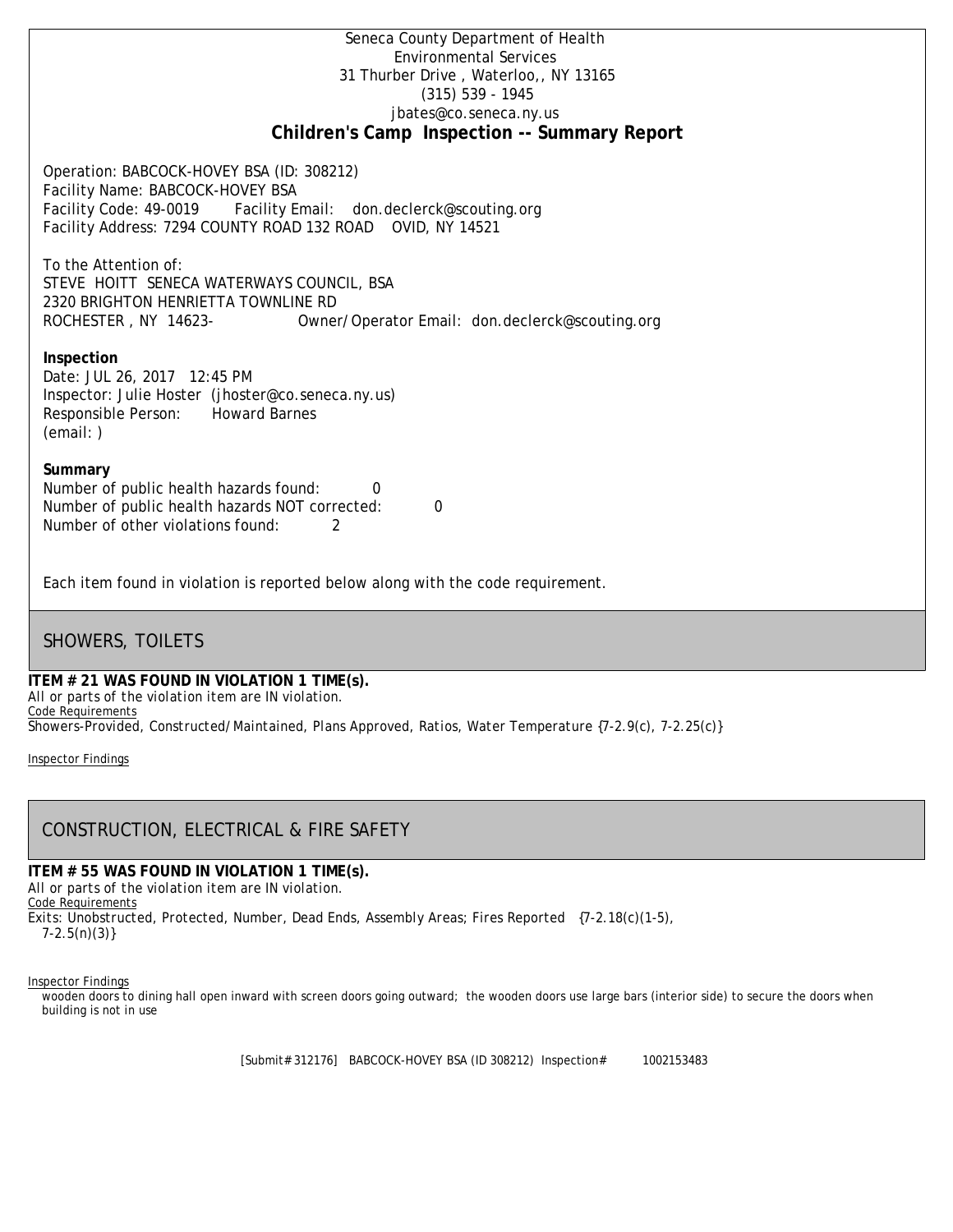Seneca County Department of Health
Environmental Services
31 Thurber Drive , Waterloo,, NY 13165
(315) 539 - 1945
jbates@co.seneca.ny.us

# Children's Camp Inspection -- Summary Report

Operation: BABCOCK-HOVEY BSA (ID: 308212)
Facility Name: BABCOCK-HOVEY BSA
Facility Code: 49-0019 Facility Email: don.declerck@scouting.org
Facility Address: 7294 COUNTY ROAD 132 ROAD OVID, NY 14521

To the Attention of:
STEVE HOITT SENECA WATERWAYS COUNCIL, BSA
2320 BRIGHTON HENRIETTA TOWNLINE RD
ROCHESTER , NY 14623- Owner/Operator Email: don.declerck@scouting.org

**Inspection**
Date: JUL 26, 2017 12:45 PM
Inspector: Julie Hoster (jhoster@co.seneca.ny.us)
Responsible Person: Howard Barnes
(email: )

**Summary**
Number of public health hazards found: 0
Number of public health hazards NOT corrected: 0
Number of other violations found: 2

Each item found in violation is reported below along with the code requirement.

## SHOWERS, TOILETS

**ITEM # 21 WAS FOUND IN VIOLATION 1 TIME(s).**
All or parts of the violation item are IN violation.
Code Requirements
Showers-Provided, Constructed/Maintained, Plans Approved, Ratios, Water Temperature {7-2.9(c), 7-2.25(c)}

Inspector Findings

## CONSTRUCTION, ELECTRICAL & FIRE SAFETY

**ITEM # 55 WAS FOUND IN VIOLATION 1 TIME(s).**
All or parts of the violation item are IN violation.
Code Requirements
Exits: Unobstructed, Protected, Number, Dead Ends, Assembly Areas; Fires Reported {7-2.18(c)(1-5), 7-2.5(n)(3)}

Inspector Findings
wooden doors to dining hall open inward with screen doors going outward; the wooden doors use large bars (interior side) to secure the doors when building is not in use

[Submit# 312176] BABCOCK-HOVEY BSA (ID 308212) Inspection# 1002153483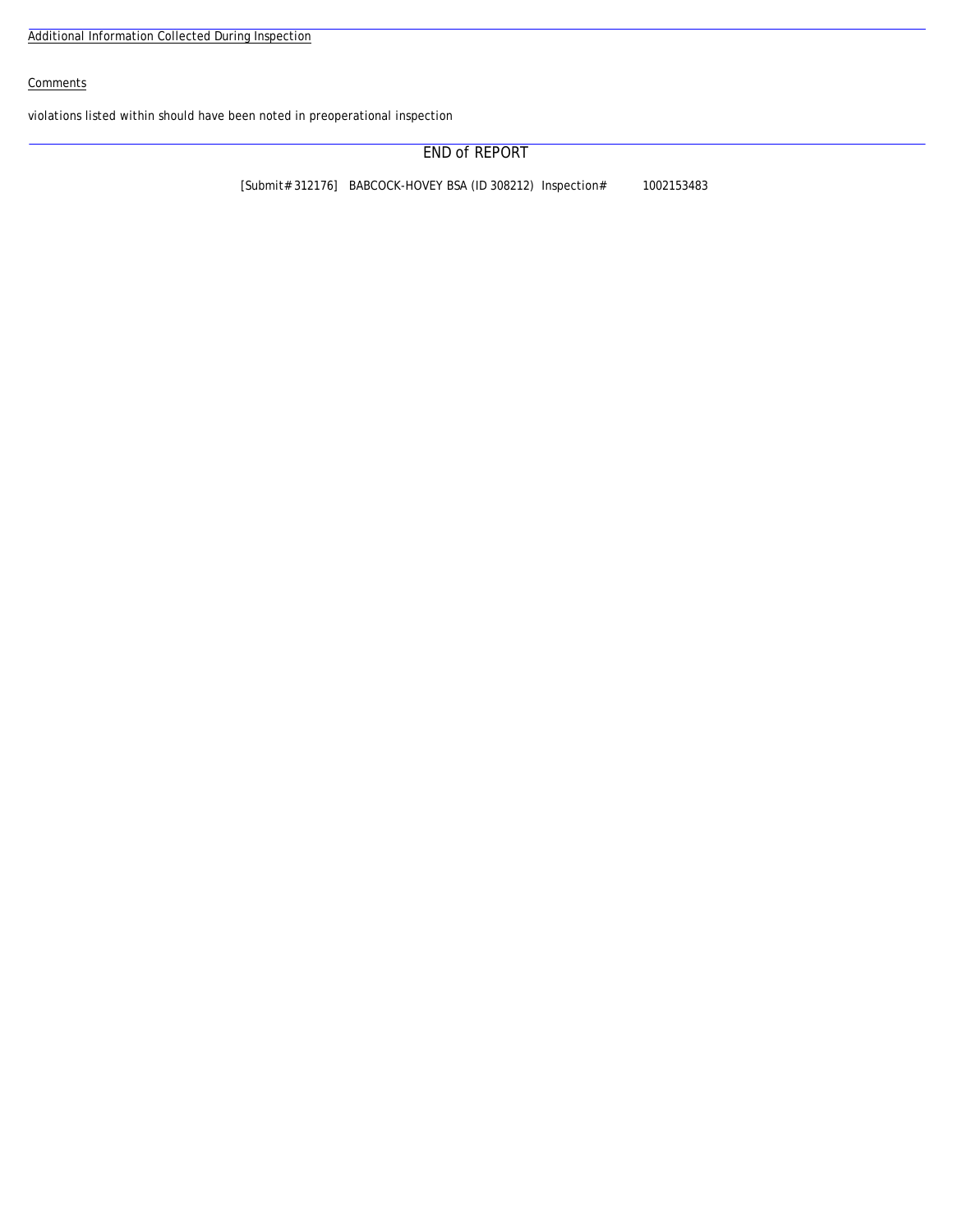Additional Information Collected During Inspection

Comments

violations listed within should have been noted in preoperational inspection

END of REPORT

[Submit# 312176] BABCOCK-HOVEY BSA (ID 308212) Inspection# 1002153483